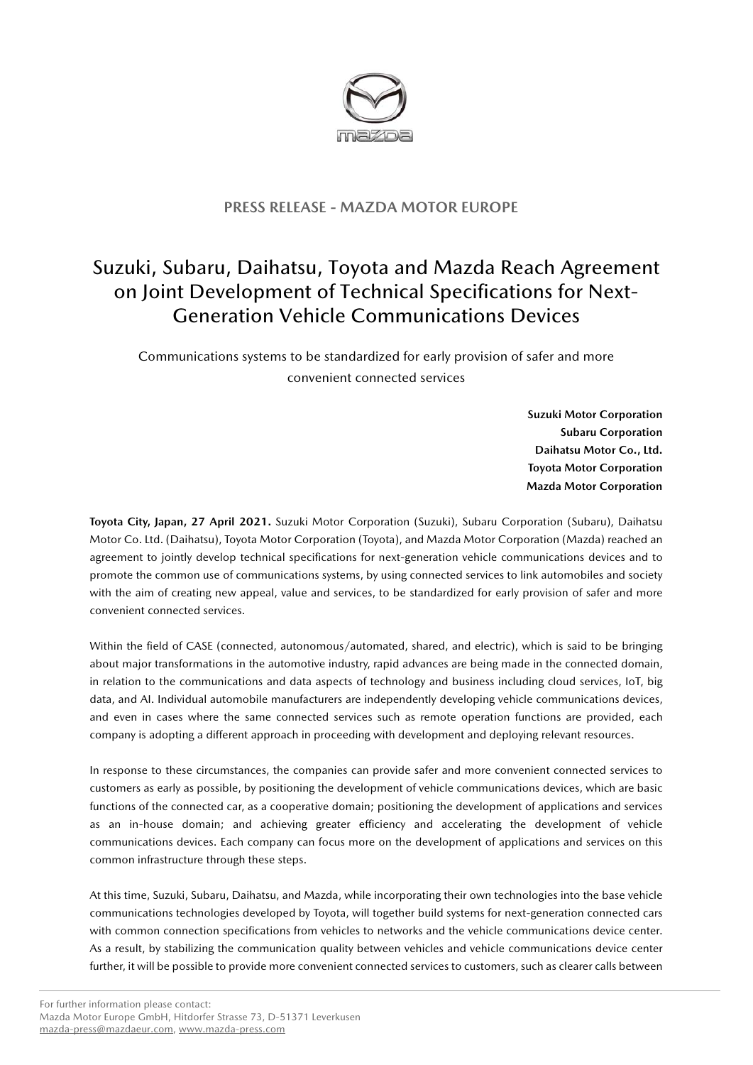**PRESS RELEASE - MAZDA MOTOR EUROPE**

# Suzuki, Subaru, Daihatsu, Toyota and Mazda Reach Agreement on Joint Development of Technical Specifications for Next-Generation Vehicle Communications Devices

Communications systems to be standardized for early provision of safer and more convenient connected services

**Suzuki Motor Corporation**
**Subaru Corporation**
**Daihatsu Motor Co., Ltd.**
**Toyota Motor Corporation**
**Mazda Motor Corporation**

**Toyota City, Japan, 27 April 2021.** Suzuki Motor Corporation (Suzuki), Subaru Corporation (Subaru), Daihatsu Motor Co. Ltd. (Daihatsu), Toyota Motor Corporation (Toyota), and Mazda Motor Corporation (Mazda) reached an agreement to jointly develop technical specifications for next-generation vehicle communications devices and to promote the common use of communications systems, by using connected services to link automobiles and society with the aim of creating new appeal, value and services, to be standardized for early provision of safer and more convenient connected services.

Within the field of CASE (connected, autonomous/automated, shared, and electric), which is said to be bringing about major transformations in the automotive industry, rapid advances are being made in the connected domain, in relation to the communications and data aspects of technology and business including cloud services, IoT, big data, and AI. Individual automobile manufacturers are independently developing vehicle communications devices, and even in cases where the same connected services such as remote operation functions are provided, each company is adopting a different approach in proceeding with development and deploying relevant resources.

In response to these circumstances, the companies can provide safer and more convenient connected services to customers as early as possible, by positioning the development of vehicle communications devices, which are basic functions of the connected car, as a cooperative domain; positioning the development of applications and services as an in-house domain; and achieving greater efficiency and accelerating the development of vehicle communications devices. Each company can focus more on the development of applications and services on this common infrastructure through these steps.

At this time, Suzuki, Subaru, Daihatsu, and Mazda, while incorporating their own technologies into the base vehicle communications technologies developed by Toyota, will together build systems for next-generation connected cars with common connection specifications from vehicles to networks and the vehicle communications device center. As a result, by stabilizing the communication quality between vehicles and vehicle communications device center further, it will be possible to provide more convenient connected services to customers, such as clearer calls between

For further information please contact:
Mazda Motor Europe GmbH, Hitdorfer Strasse 73, D-51371 Leverkusen
mazda-press@mazdaeur.com, www.mazda-press.com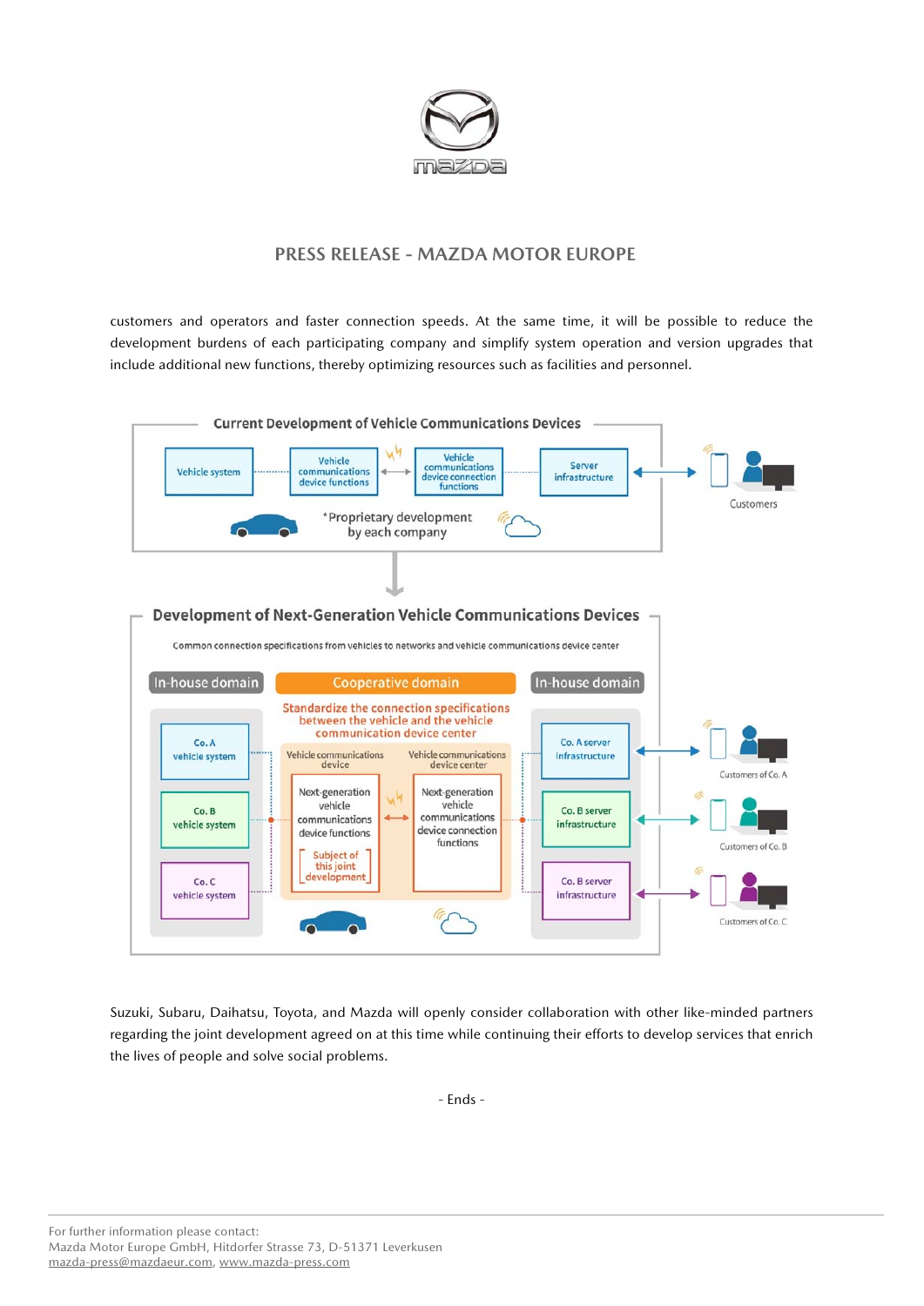customers and operators and faster connection speeds. At the same time, it will be possible to reduce the development burdens of each participating company and simplify system operation and version upgrades that include additional new functions, thereby optimizing resources such as facilities and personnel.

Current Development of Vehicle Communications Devices

Vehicle system

Vehicle communications device functions

Vehicle communications device connection functions

Server infrastructure

Customers

*Proprietary development by each company

Development of Next-Generation Vehicle Communications Devices

Common connection specifications from vehicles to networks and vehicle communications device center

In-house domain

Cooperative domain

In-house domain

Standardize the connection specifications between the vehicle and the vehicle communication device center

Co. A vehicle system

Co. B vehicle system

Co. C vehicle system

Vehicle communications device

Vehicle communications device center

Next-generation vehicle communications device functions

Subject of this joint development

Next-generation vehicle communications device connection functions

Co. A server infrastructure

Co. B server infrastructure

Co. B server infrastructure

Customers of Co. A

Customers of Co. B

Customers of Co. C

Suzuki, Subaru, Daihatsu, Toyota, and Mazda will openly consider collaboration with other like-minded partners regarding the joint development agreed on at this time while continuing their efforts to develop services that enrich the lives of people and solve social problems.

- Ends -

For further information please contact:
Mazda Motor Europe GmbH, Hitdorfer Strasse 73, D-51371 Leverkusen
mazda-press@mazdaeur.com, www.mazda-press.com